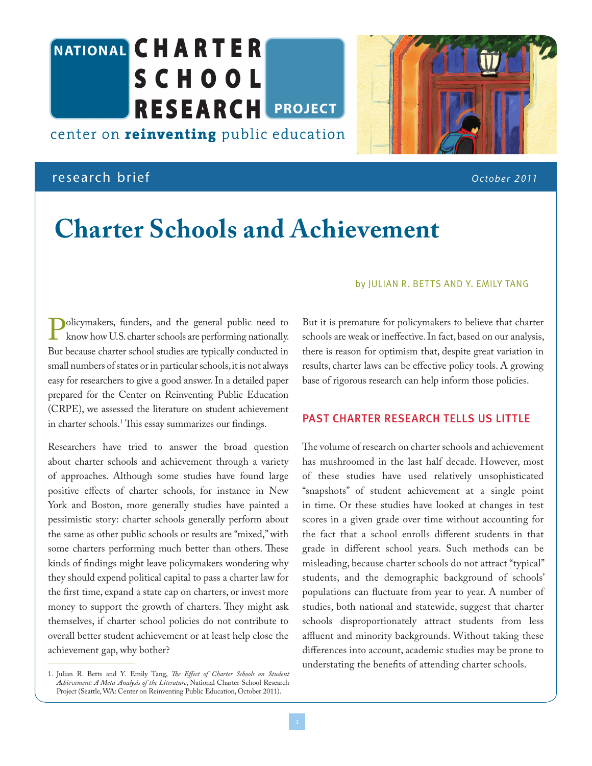NATIONAL CHARTER SCHOOL RESEARCH PROJECT

center on **reinventing** public education

research brief

*October 2011*

# Charter Schools and Achievement

by JULIAN R. BETTS AND Y. EMILY TANG

Policymakers, funders, and the general public need to know how U.S. charter schools are performing nationally. But because charter school studies are typically conducted in small numbers of states or in particular schools, it is not always easy for researchers to give a good answer. In a detailed paper prepared for the Center on Reinventing Public Education (CRPE), we assessed the literature on student achievement in charter schools.[1] This essay summarizes our findings.

Researchers have tried to answer the broad question about charter schools and achievement through a variety of approaches. Although some studies have found large positive effects of charter schools, for instance in New York and Boston, more generally studies have painted a pessimistic story: charter schools generally perform about the same as other public schools or results are "mixed," with some charters performing much better than others. These kinds of findings might leave policymakers wondering why they should expend political capital to pass a charter law for the first time, expand a state cap on charters, or invest more money to support the growth of charters. They might ask themselves, if charter school policies do not contribute to overall better student achievement or at least help close the achievement gap, why bother?

But it is premature for policymakers to believe that charter schools are weak or ineffective. In fact, based on our analysis, there is reason for optimism that, despite great variation in results, charter laws can be effective policy tools. A growing base of rigorous research can help inform those policies.

## PAST CHARTER RESEARCH TELLS US LITTLE

The volume of research on charter schools and achievement has mushroomed in the last half decade. However, most of these studies have used relatively unsophisticated "snapshots" of student achievement at a single point in time. Or these studies have looked at changes in test scores in a given grade over time without accounting for the fact that a school enrolls different students in that grade in different school years. Such methods can be misleading, because charter schools do not attract "typical" students, and the demographic background of schools' populations can fluctuate from year to year. A number of studies, both national and statewide, suggest that charter schools disproportionately attract students from less affluent and minority backgrounds. Without taking these differences into account, academic studies may be prone to understating the benefits of attending charter schools.

---

1. Julian R. Betts and Y. Emily Tang, *The Effect of Charter Schools on Student Achievement: A Meta-Analysis of the Literature*, National Charter School Research Project (Seattle, WA: Center on Reinventing Public Education, October 2011).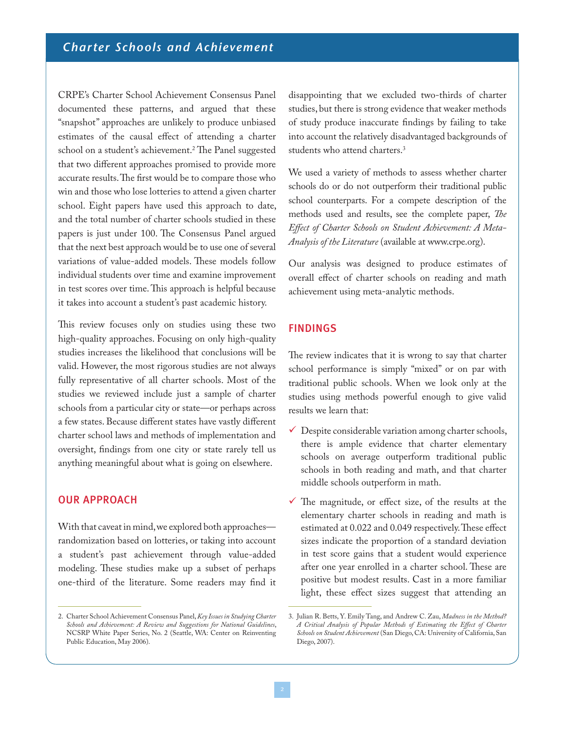CRPE's Charter School Achievement Consensus Panel documented these patterns, and argued that these "snapshot" approaches are unlikely to produce unbiased estimates of the causal effect of attending a charter school on a student's achievement.[2] The Panel suggested that two different approaches promised to provide more accurate results. The first would be to compare those who win and those who lose lotteries to attend a given charter school. Eight papers have used this approach to date, and the total number of charter schools studied in these papers is just under 100. The Consensus Panel argued that the next best approach would be to use one of several variations of value-added models. These models follow individual students over time and examine improvement in test scores over time. This approach is helpful because it takes into account a student's past academic history.

This review focuses only on studies using these two high-quality approaches. Focusing on only high-quality studies increases the likelihood that conclusions will be valid. However, the most rigorous studies are not always fully representative of all charter schools. Most of the studies we reviewed include just a sample of charter schools from a particular city or state—or perhaps across a few states. Because different states have vastly different charter school laws and methods of implementation and oversight, findings from one city or state rarely tell us anything meaningful about what is going on elsewhere.

## OUR APPROACH

With that caveat in mind, we explored both approaches—randomization based on lotteries, or taking into account a student's past achievement through value-added modeling. These studies make up a subset of perhaps one-third of the literature. Some readers may find it disappointing that we excluded two-thirds of charter studies, but there is strong evidence that weaker methods of study produce inaccurate findings by failing to take into account the relatively disadvantaged backgrounds of students who attend charters.[3]

We used a variety of methods to assess whether charter schools do or do not outperform their traditional public school counterparts. For a compete description of the methods used and results, see the complete paper, *The Effect of Charter Schools on Student Achievement: A Meta-Analysis of the Literature* (available at www.crpe.org).

Our analysis was designed to produce estimates of overall effect of charter schools on reading and math achievement using meta-analytic methods.

## FINDINGS

The review indicates that it is wrong to say that charter school performance is simply "mixed" or on par with traditional public schools. When we look only at the studies using methods powerful enough to give valid results we learn that:

- ✓ Despite considerable variation among charter schools, there is ample evidence that charter elementary schools on average outperform traditional public schools in both reading and math, and that charter middle schools outperform in math.
- ✓ The magnitude, or effect size, of the results at the elementary charter schools in reading and math is estimated at 0.022 and 0.049 respectively. These effect sizes indicate the proportion of a standard deviation in test score gains that a student would experience after one year enrolled in a charter school. These are positive but modest results. Cast in a more familiar light, these effect sizes suggest that attending an

---

2. Charter School Achievement Consensus Panel, *Key Issues in Studying Charter Schools and Achievement: A Review and Suggestions for National Guidelines*, NCSRP White Paper Series, No. 2 (Seattle, WA: Center on Reinventing Public Education, May 2006).

3. Julian R. Betts, Y. Emily Tang, and Andrew C. Zau, *Madness in the Method? A Critical Analysis of Popular Methods of Estimating the Effect of Charter Schools on Student Achievement* (San Diego, CA: University of California, San Diego, 2007).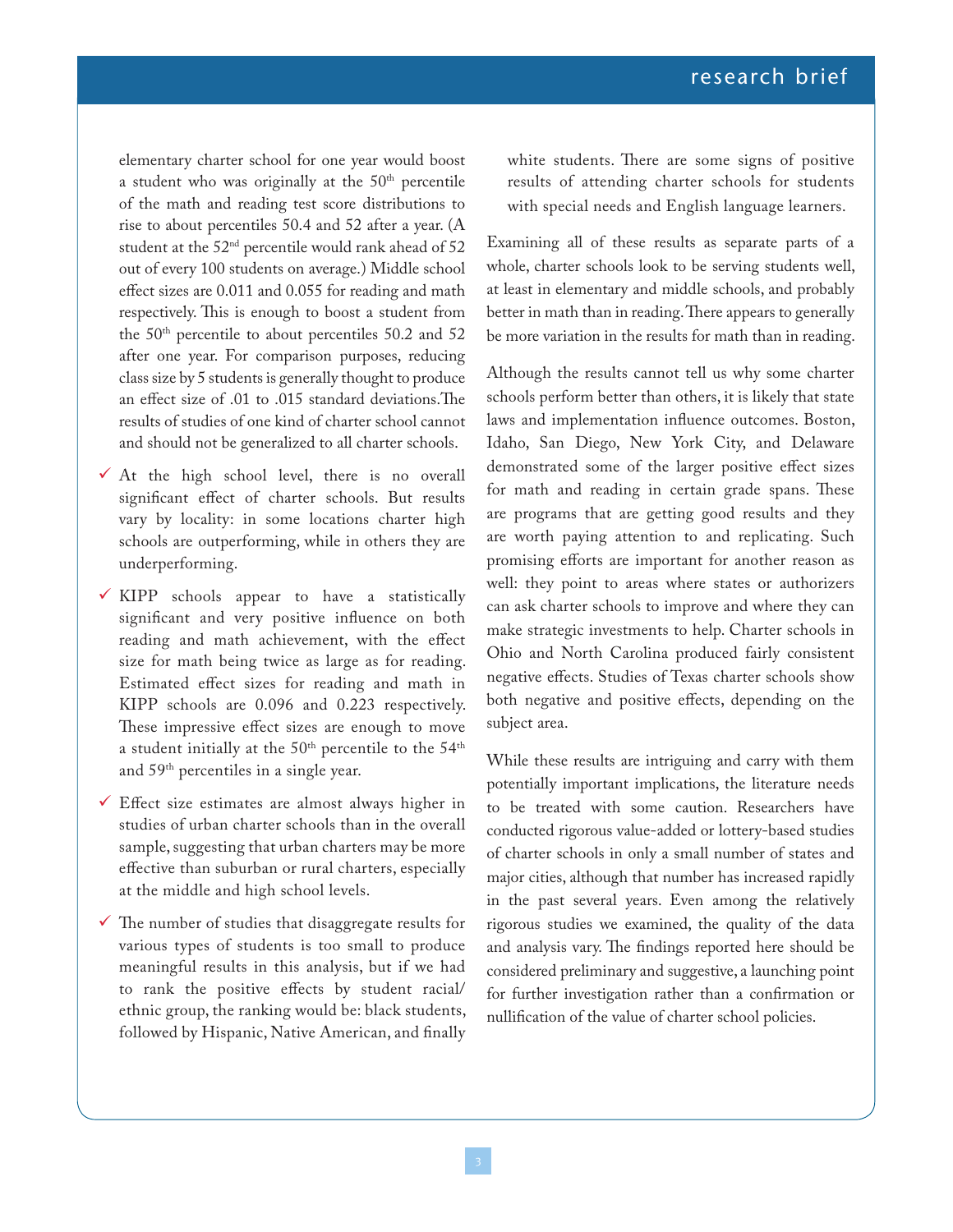elementary charter school for one year would boost a student who was originally at the 50th percentile of the math and reading test score distributions to rise to about percentiles 50.4 and 52 after a year. (A student at the 52nd percentile would rank ahead of 52 out of every 100 students on average.) Middle school effect sizes are 0.011 and 0.055 for reading and math respectively. This is enough to boost a student from the 50th percentile to about percentiles 50.2 and 52 after one year. For comparison purposes, reducing class size by 5 students is generally thought to produce an effect size of .01 to .015 standard deviations. The results of studies of one kind of charter school cannot and should not be generalized to all charter schools.

- ✓ At the high school level, there is no overall significant effect of charter schools. But results vary by locality: in some locations charter high schools are outperforming, while in others they are underperforming.
- ✓ KIPP schools appear to have a statistically significant and very positive influence on both reading and math achievement, with the effect size for math being twice as large as for reading. Estimated effect sizes for reading and math in KIPP schools are 0.096 and 0.223 respectively. These impressive effect sizes are enough to move a student initially at the 50th percentile to the 54th and 59th percentiles in a single year.
- ✓ Effect size estimates are almost always higher in studies of urban charter schools than in the overall sample, suggesting that urban charters may be more effective than suburban or rural charters, especially at the middle and high school levels.
- ✓ The number of studies that disaggregate results for various types of students is too small to produce meaningful results in this analysis, but if we had to rank the positive effects by student racial/ethnic group, the ranking would be: black students, followed by Hispanic, Native American, and finally white students. There are some signs of positive results of attending charter schools for students with special needs and English language learners.

Examining all of these results as separate parts of a whole, charter schools look to be serving students well, at least in elementary and middle schools, and probably better in math than in reading. There appears to generally be more variation in the results for math than in reading.

Although the results cannot tell us why some charter schools perform better than others, it is likely that state laws and implementation influence outcomes. Boston, Idaho, San Diego, New York City, and Delaware demonstrated some of the larger positive effect sizes for math and reading in certain grade spans. These are programs that are getting good results and they are worth paying attention to and replicating. Such promising efforts are important for another reason as well: they point to areas where states or authorizers can ask charter schools to improve and where they can make strategic investments to help. Charter schools in Ohio and North Carolina produced fairly consistent negative effects. Studies of Texas charter schools show both negative and positive effects, depending on the subject area.

While these results are intriguing and carry with them potentially important implications, the literature needs to be treated with some caution. Researchers have conducted rigorous value-added or lottery-based studies of charter schools in only a small number of states and major cities, although that number has increased rapidly in the past several years. Even among the relatively rigorous studies we examined, the quality of the data and analysis vary. The findings reported here should be considered preliminary and suggestive, a launching point for further investigation rather than a confirmation or nullification of the value of charter school policies.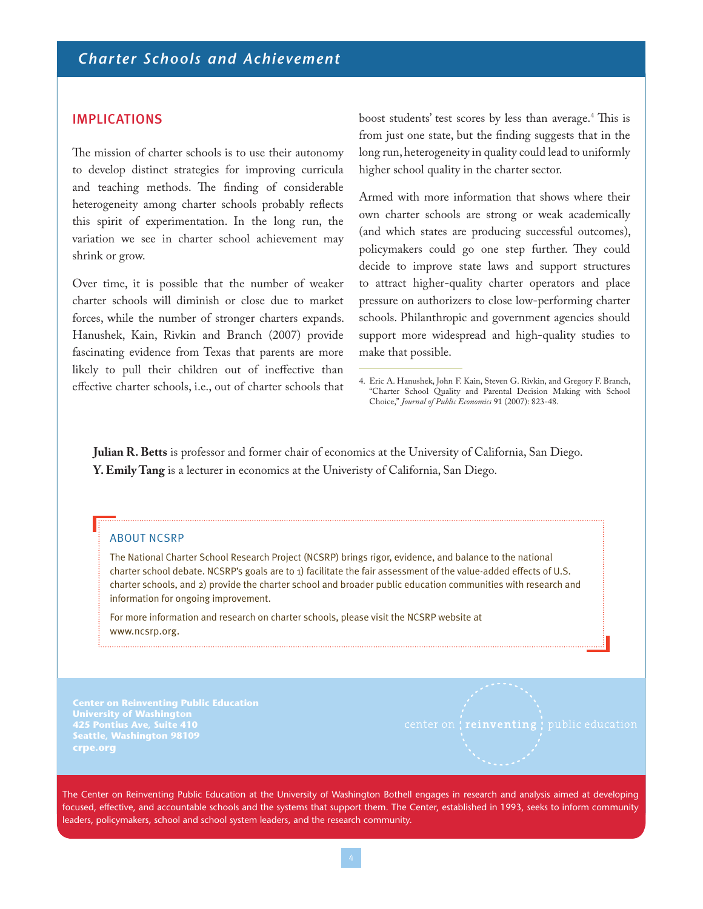## IMPLICATIONS

The mission of charter schools is to use their autonomy to develop distinct strategies for improving curricula and teaching methods. The finding of considerable heterogeneity among charter schools probably reflects this spirit of experimentation. In the long run, the variation we see in charter school achievement may shrink or grow.

Over time, it is possible that the number of weaker charter schools will diminish or close due to market forces, while the number of stronger charters expands. Hanushek, Kain, Rivkin and Branch (2007) provide fascinating evidence from Texas that parents are more likely to pull their children out of ineffective than effective charter schools, i.e., out of charter schools that boost students' test scores by less than average.[4] This is from just one state, but the finding suggests that in the long run, heterogeneity in quality could lead to uniformly higher school quality in the charter sector.

Armed with more information that shows where their own charter schools are strong or weak academically (and which states are producing successful outcomes), policymakers could go one step further. They could decide to improve state laws and support structures to attract higher-quality charter operators and place pressure on authorizers to close low-performing charter schools. Philanthropic and government agencies should support more widespread and high-quality studies to make that possible.

4. Eric A. Hanushek, John F. Kain, Steven G. Rivkin, and Gregory F. Branch, "Charter School Quality and Parental Decision Making with School Choice," *Journal of Public Economics* 91 (2007): 823-48.

**Julian R. Betts** is professor and former chair of economics at the University of California, San Diego.

**Y. Emily Tang** is a lecturer in economics at the Univeristy of California, San Diego.

### ABOUT NCSRP

The National Charter School Research Project (NCSRP) brings rigor, evidence, and balance to the national charter school debate. NCSRP's goals are to 1) facilitate the fair assessment of the value-added effects of U.S. charter schools, and 2) provide the charter school and broader public education communities with research and information for ongoing improvement.

For more information and research on charter schools, please visit the NCSRP website at www.ncsrp.org.

**Center on Reinventing Public Education**
**University of Washington**
**425 Pontius Ave, Suite 410**
**Seattle, Washington 98109**
**crpe.org**

center on reinventing public education

The Center on Reinventing Public Education at the University of Washington Bothell engages in research and analysis aimed at developing focused, effective, and accountable schools and the systems that support them. The Center, established in 1993, seeks to inform community leaders, policymakers, school and school system leaders, and the research community.